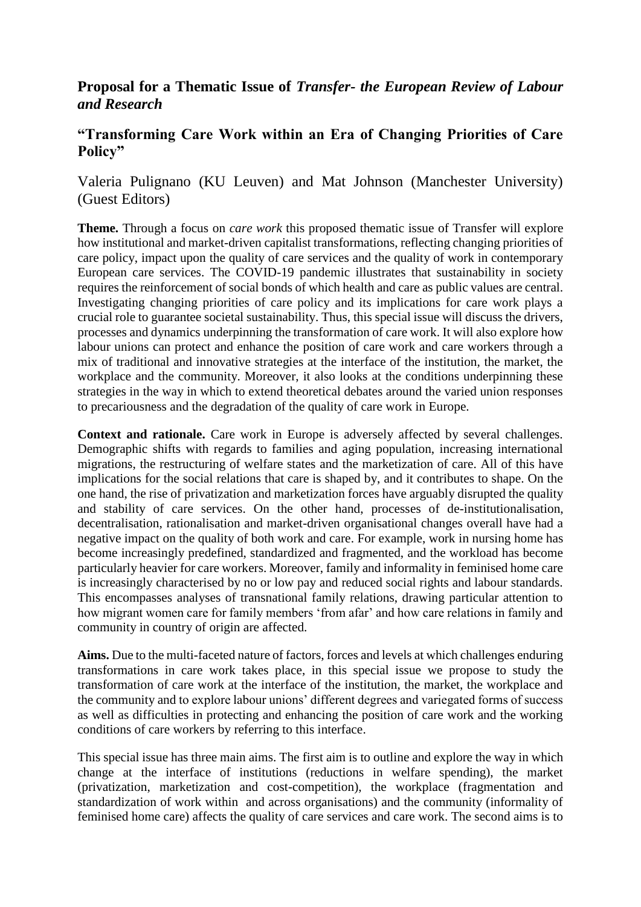## Proposal for a Thematic Issue of *Transfer- the European Review of Labour and Research*

## "Transforming Care Work within an Era of Changing Priorities of Care Policy"

Valeria Pulignano (KU Leuven) and Mat Johnson (Manchester University) (Guest Editors)

**Theme.** Through a focus on *care work* this proposed thematic issue of Transfer will explore how institutional and market-driven capitalist transformations, reflecting changing priorities of care policy, impact upon the quality of care services and the quality of work in contemporary European care services. The COVID-19 pandemic illustrates that sustainability in society requires the reinforcement of social bonds of which health and care as public values are central. Investigating changing priorities of care policy and its implications for care work plays a crucial role to guarantee societal sustainability. Thus, this special issue will discuss the drivers, processes and dynamics underpinning the transformation of care work. It will also explore how labour unions can protect and enhance the position of care work and care workers through a mix of traditional and innovative strategies at the interface of the institution, the market, the workplace and the community. Moreover, it also looks at the conditions underpinning these strategies in the way in which to extend theoretical debates around the varied union responses to precariousness and the degradation of the quality of care work in Europe.

**Context and rationale.** Care work in Europe is adversely affected by several challenges. Demographic shifts with regards to families and aging population, increasing international migrations, the restructuring of welfare states and the marketization of care. All of this have implications for the social relations that care is shaped by, and it contributes to shape. On the one hand, the rise of privatization and marketization forces have arguably disrupted the quality and stability of care services. On the other hand, processes of de-institutionalisation, decentralisation, rationalisation and market-driven organisational changes overall have had a negative impact on the quality of both work and care. For example, work in nursing home has become increasingly predefined, standardized and fragmented, and the workload has become particularly heavier for care workers. Moreover, family and informality in feminised home care is increasingly characterised by no or low pay and reduced social rights and labour standards. This encompasses analyses of transnational family relations, drawing particular attention to how migrant women care for family members 'from afar' and how care relations in family and community in country of origin are affected.

**Aims.** Due to the multi-faceted nature of factors, forces and levels at which challenges enduring transformations in care work takes place, in this special issue we propose to study the transformation of care work at the interface of the institution, the market, the workplace and the community and to explore labour unions' different degrees and variegated forms of success as well as difficulties in protecting and enhancing the position of care work and the working conditions of care workers by referring to this interface.

This special issue has three main aims. The first aim is to outline and explore the way in which change at the interface of institutions (reductions in welfare spending), the market (privatization, marketization and cost-competition), the workplace (fragmentation and standardization of work within and across organisations) and the community (informality of feminised home care) affects the quality of care services and care work. The second aims is to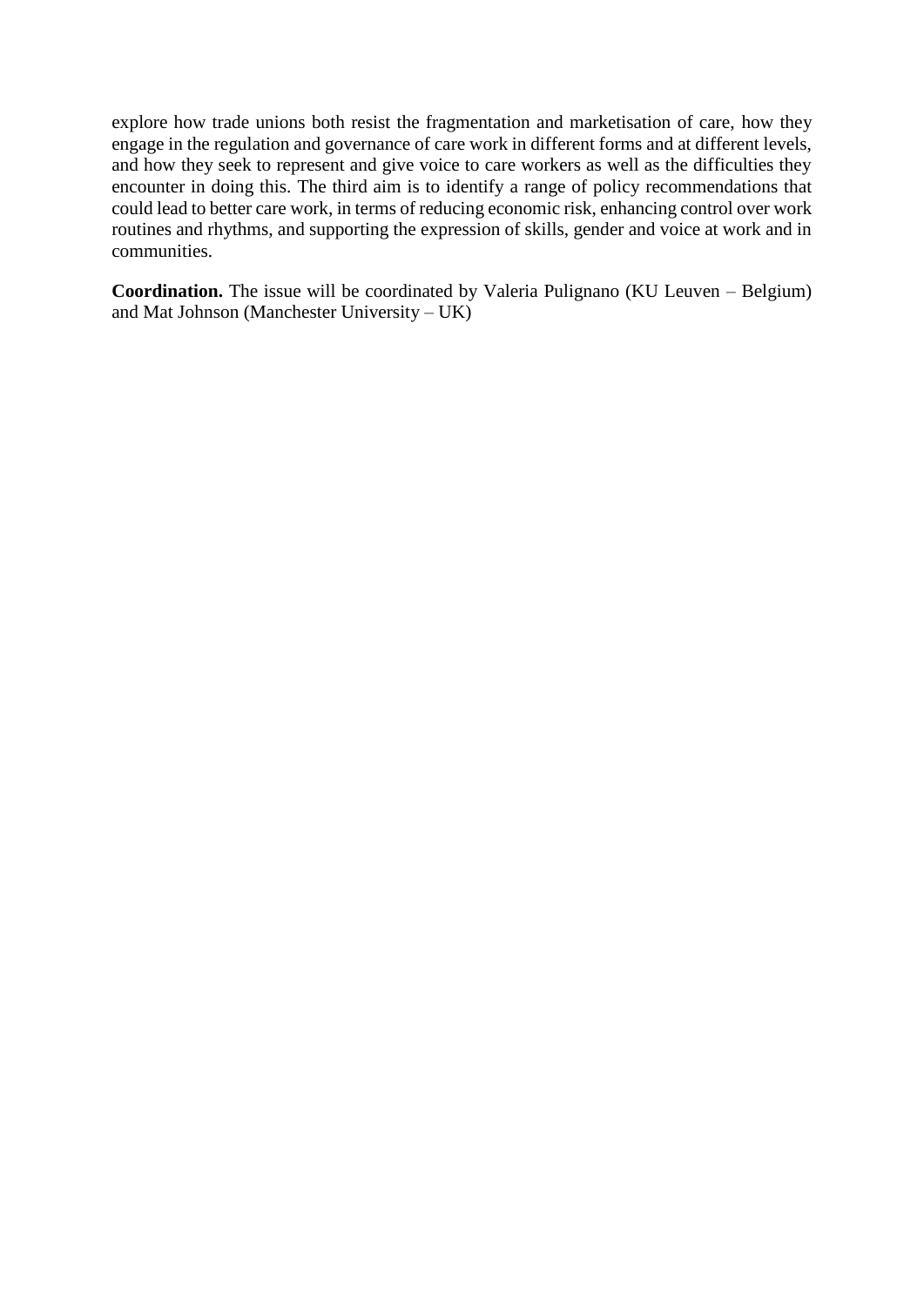explore how trade unions both resist the fragmentation and marketisation of care, how they engage in the regulation and governance of care work in different forms and at different levels, and how they seek to represent and give voice to care workers as well as the difficulties they encounter in doing this. The third aim is to identify a range of policy recommendations that could lead to better care work, in terms of reducing economic risk, enhancing control over work routines and rhythms, and supporting the expression of skills, gender and voice at work and in communities.

**Coordination.** The issue will be coordinated by Valeria Pulignano (KU Leuven – Belgium) and Mat Johnson (Manchester University – UK)